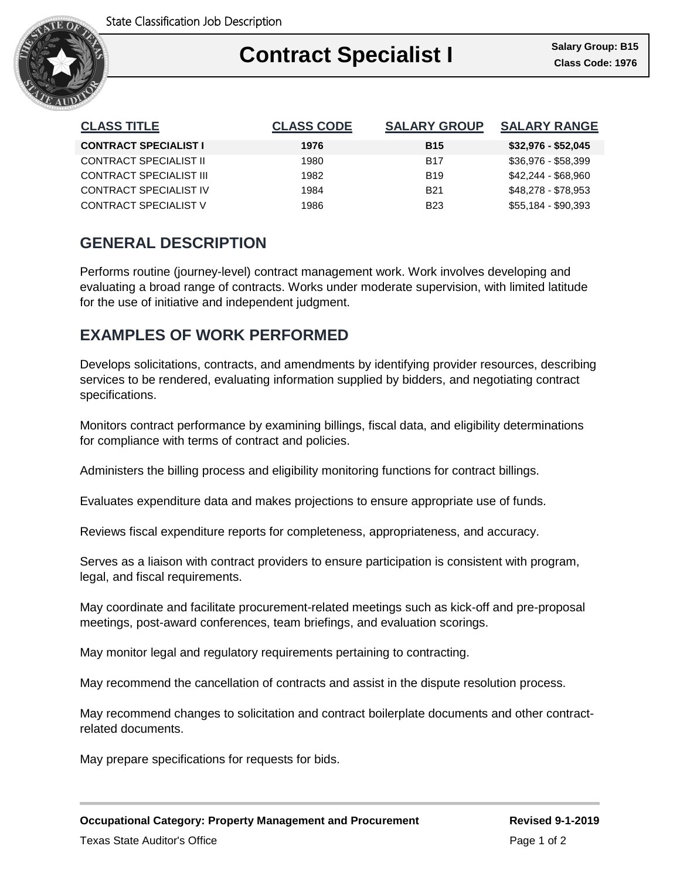State Classification Job Description

# Contract Specialist I

**Salary Group: B15**
**Class Code: 1976**

| CLASS TITLE | CLASS CODE | SALARY GROUP | SALARY RANGE |
|---|---|---|---|
| **CONTRACT SPECIALIST I** | **1976** | **B15** | **$32,976 - $52,045** |
| CONTRACT SPECIALIST II | 1980 | B17 | $36,976 - $58,399 |
| CONTRACT SPECIALIST III | 1982 | B19 | $42,244 - $68,960 |
| CONTRACT SPECIALIST IV | 1984 | B21 | $48,278 - $78,953 |
| CONTRACT SPECIALIST V | 1986 | B23 | $55,184 - $90,393 |

## GENERAL DESCRIPTION

Performs routine (journey-level) contract management work. Work involves developing and evaluating a broad range of contracts. Works under moderate supervision, with limited latitude for the use of initiative and independent judgment.

## EXAMPLES OF WORK PERFORMED

Develops solicitations, contracts, and amendments by identifying provider resources, describing services to be rendered, evaluating information supplied by bidders, and negotiating contract specifications.

Monitors contract performance by examining billings, fiscal data, and eligibility determinations for compliance with terms of contract and policies.

Administers the billing process and eligibility monitoring functions for contract billings.

Evaluates expenditure data and makes projections to ensure appropriate use of funds.

Reviews fiscal expenditure reports for completeness, appropriateness, and accuracy.

Serves as a liaison with contract providers to ensure participation is consistent with program, legal, and fiscal requirements.

May coordinate and facilitate procurement-related meetings such as kick-off and pre-proposal meetings, post-award conferences, team briefings, and evaluation scorings.

May monitor legal and regulatory requirements pertaining to contracting.

May recommend the cancellation of contracts and assist in the dispute resolution process.

May recommend changes to solicitation and contract boilerplate documents and other contract-related documents.

May prepare specifications for requests for bids.

**Occupational Category: Property Management and Procurement** **Revised 9-1-2019**

Texas State Auditor's Office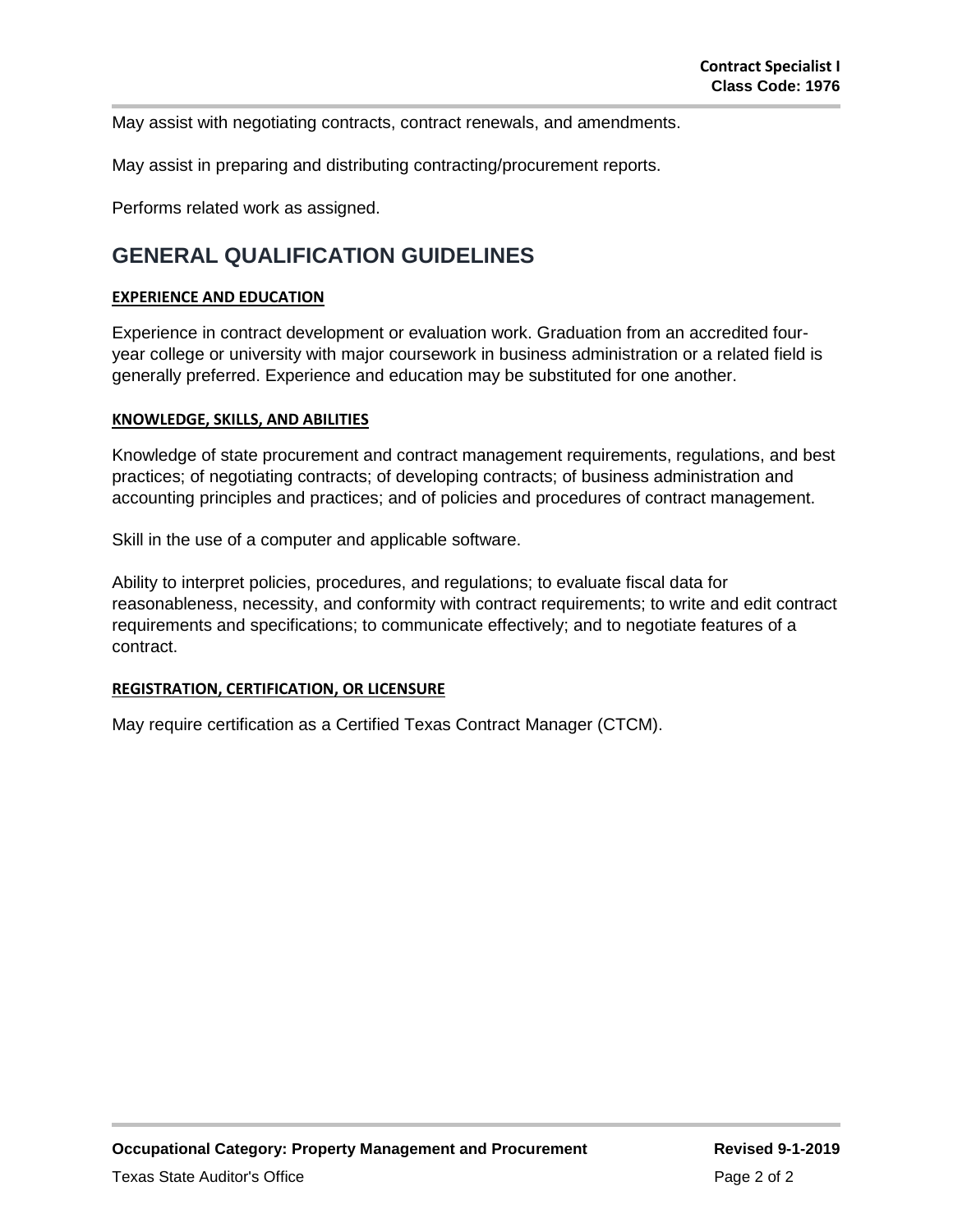May assist with negotiating contracts, contract renewals, and amendments.

May assist in preparing and distributing contracting/procurement reports.

Performs related work as assigned.

## GENERAL QUALIFICATION GUIDELINES

### EXPERIENCE AND EDUCATION

Experience in contract development or evaluation work. Graduation from an accredited four-year college or university with major coursework in business administration or a related field is generally preferred. Experience and education may be substituted for one another.

### KNOWLEDGE, SKILLS, AND ABILITIES

Knowledge of state procurement and contract management requirements, regulations, and best practices; of negotiating contracts; of developing contracts; of business administration and accounting principles and practices; and of policies and procedures of contract management.

Skill in the use of a computer and applicable software.

Ability to interpret policies, procedures, and regulations; to evaluate fiscal data for reasonableness, necessity, and conformity with contract requirements; to write and edit contract requirements and specifications; to communicate effectively; and to negotiate features of a contract.

### REGISTRATION, CERTIFICATION, OR LICENSURE

May require certification as a Certified Texas Contract Manager (CTCM).